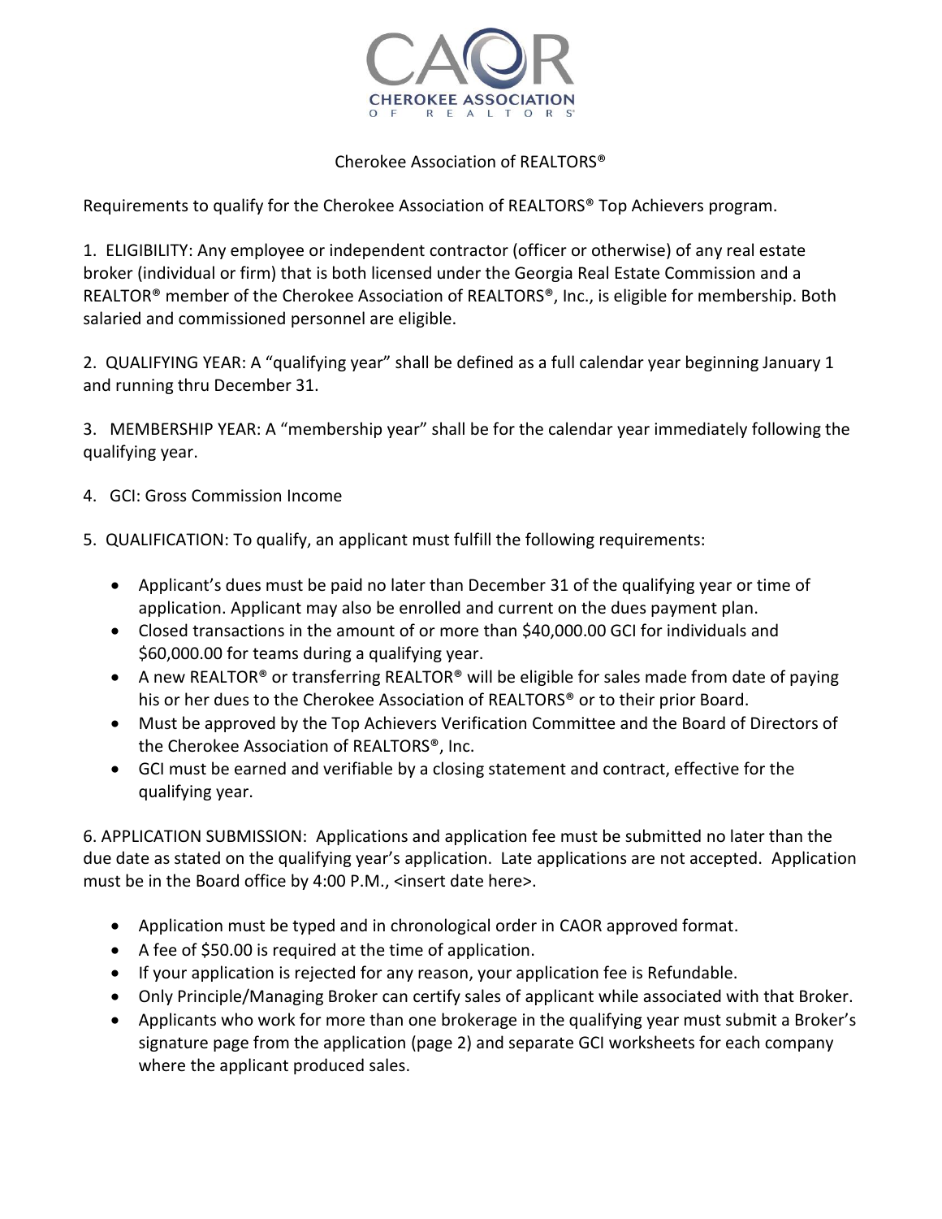Cherokee Association of REALTORS®

Requirements to qualify for the Cherokee Association of REALTORS® Top Achievers program.

1. ELIGIBILITY: Any employee or independent contractor (officer or otherwise) of any real estate broker (individual or firm) that is both licensed under the Georgia Real Estate Commission and a REALTOR® member of the Cherokee Association of REALTORS®, Inc., is eligible for membership. Both salaried and commissioned personnel are eligible.

2. QUALIFYING YEAR: A "qualifying year" shall be defined as a full calendar year beginning January 1 and running thru December 31.

3. MEMBERSHIP YEAR: A "membership year" shall be for the calendar year immediately following the qualifying year.

4. GCI: Gross Commission Income

5. QUALIFICATION: To qualify, an applicant must fulfill the following requirements:

- Applicant's dues must be paid no later than December 31 of the qualifying year or time of application. Applicant may also be enrolled and current on the dues payment plan.
- Closed transactions in the amount of or more than $40,000.00 GCI for individuals and $60,000.00 for teams during a qualifying year.
- A new REALTOR® or transferring REALTOR® will be eligible for sales made from date of paying his or her dues to the Cherokee Association of REALTORS® or to their prior Board.
- Must be approved by the Top Achievers Verification Committee and the Board of Directors of the Cherokee Association of REALTORS®, Inc.
- GCI must be earned and verifiable by a closing statement and contract, effective for the qualifying year.

6. APPLICATION SUBMISSION: Applications and application fee must be submitted no later than the due date as stated on the qualifying year's application. Late applications are not accepted. Application must be in the Board office by 4:00 P.M., <insert date here>.

- Application must be typed and in chronological order in CAOR approved format.
- A fee of $50.00 is required at the time of application.
- If your application is rejected for any reason, your application fee is Refundable.
- Only Principle/Managing Broker can certify sales of applicant while associated with that Broker.
- Applicants who work for more than one brokerage in the qualifying year must submit a Broker's signature page from the application (page 2) and separate GCI worksheets for each company where the applicant produced sales.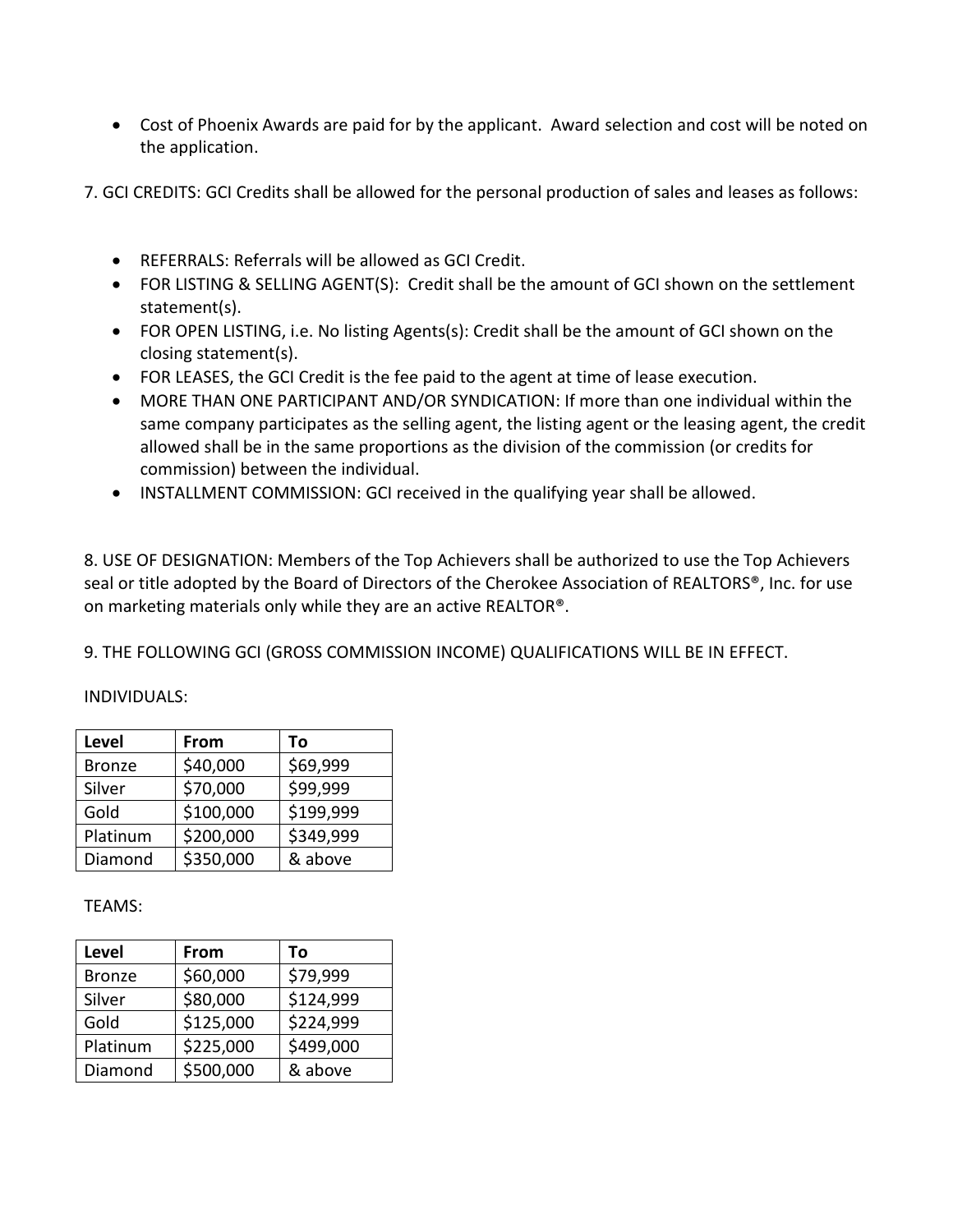- Cost of Phoenix Awards are paid for by the applicant. Award selection and cost will be noted on the application.

7. GCI CREDITS: GCI Credits shall be allowed for the personal production of sales and leases as follows:

- REFERRALS: Referrals will be allowed as GCI Credit.
- FOR LISTING & SELLING AGENT(S): Credit shall be the amount of GCI shown on the settlement statement(s).
- FOR OPEN LISTING, i.e. No listing Agents(s): Credit shall be the amount of GCI shown on the closing statement(s).
- FOR LEASES, the GCI Credit is the fee paid to the agent at time of lease execution.
- MORE THAN ONE PARTICIPANT AND/OR SYNDICATION: If more than one individual within the same company participates as the selling agent, the listing agent or the leasing agent, the credit allowed shall be in the same proportions as the division of the commission (or credits for commission) between the individual.
- INSTALLMENT COMMISSION: GCI received in the qualifying year shall be allowed.

8. USE OF DESIGNATION: Members of the Top Achievers shall be authorized to use the Top Achievers seal or title adopted by the Board of Directors of the Cherokee Association of REALTORS®, Inc. for use on marketing materials only while they are an active REALTOR®.

9. THE FOLLOWING GCI (GROSS COMMISSION INCOME) QUALIFICATIONS WILL BE IN EFFECT.

INDIVIDUALS:

| Level | From | To |
|---|---|---|
| Bronze | $40,000 | $69,999 |
| Silver | $70,000 | $99,999 |
| Gold | $100,000 | $199,999 |
| Platinum | $200,000 | $349,999 |
| Diamond | $350,000 | & above |

TEAMS:

| Level | From | To |
|---|---|---|
| Bronze | $60,000 | $79,999 |
| Silver | $80,000 | $124,999 |
| Gold | $125,000 | $224,999 |
| Platinum | $225,000 | $499,000 |
| Diamond | $500,000 | & above |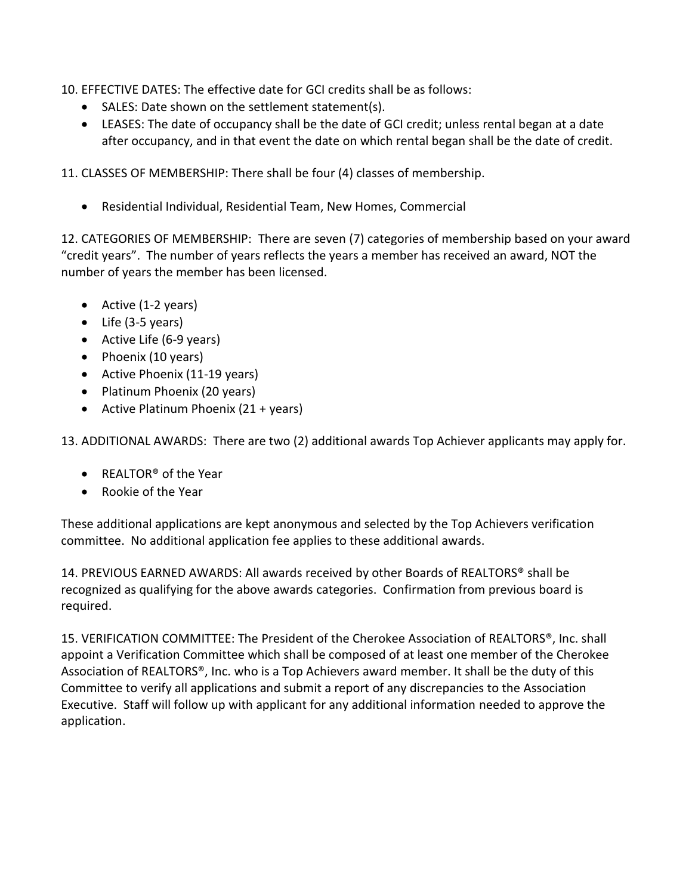10. EFFECTIVE DATES: The effective date for GCI credits shall be as follows:

- SALES: Date shown on the settlement statement(s).
- LEASES: The date of occupancy shall be the date of GCI credit; unless rental began at a date after occupancy, and in that event the date on which rental began shall be the date of credit.

11. CLASSES OF MEMBERSHIP: There shall be four (4) classes of membership.

- Residential Individual, Residential Team, New Homes, Commercial

12. CATEGORIES OF MEMBERSHIP: There are seven (7) categories of membership based on your award "credit years". The number of years reflects the years a member has received an award, NOT the number of years the member has been licensed.

- Active (1-2 years)
- Life (3-5 years)
- Active Life (6-9 years)
- Phoenix (10 years)
- Active Phoenix (11-19 years)
- Platinum Phoenix (20 years)
- Active Platinum Phoenix (21 + years)

13. ADDITIONAL AWARDS: There are two (2) additional awards Top Achiever applicants may apply for.

- REALTOR® of the Year
- Rookie of the Year

These additional applications are kept anonymous and selected by the Top Achievers verification committee. No additional application fee applies to these additional awards.

14. PREVIOUS EARNED AWARDS: All awards received by other Boards of REALTORS® shall be recognized as qualifying for the above awards categories. Confirmation from previous board is required.

15. VERIFICATION COMMITTEE: The President of the Cherokee Association of REALTORS®, Inc. shall appoint a Verification Committee which shall be composed of at least one member of the Cherokee Association of REALTORS®, Inc. who is a Top Achievers award member. It shall be the duty of this Committee to verify all applications and submit a report of any discrepancies to the Association Executive. Staff will follow up with applicant for any additional information needed to approve the application.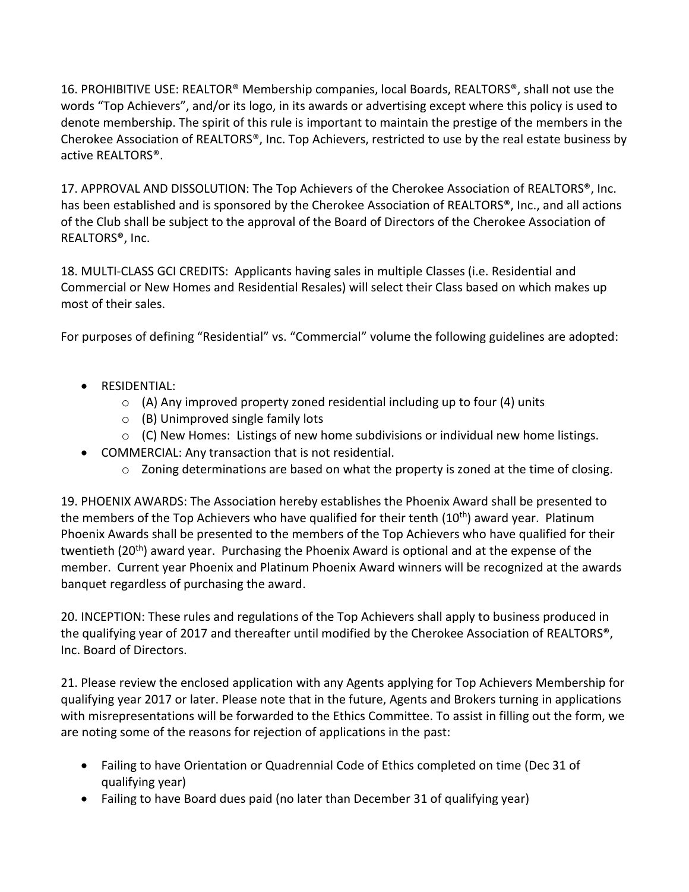16. PROHIBITIVE USE: REALTOR® Membership companies, local Boards, REALTORS®, shall not use the words "Top Achievers", and/or its logo, in its awards or advertising except where this policy is used to denote membership. The spirit of this rule is important to maintain the prestige of the members in the Cherokee Association of REALTORS®, Inc. Top Achievers, restricted to use by the real estate business by active REALTORS®.

17. APPROVAL AND DISSOLUTION: The Top Achievers of the Cherokee Association of REALTORS®, Inc. has been established and is sponsored by the Cherokee Association of REALTORS®, Inc., and all actions of the Club shall be subject to the approval of the Board of Directors of the Cherokee Association of REALTORS®, Inc.

18. MULTI-CLASS GCI CREDITS: Applicants having sales in multiple Classes (i.e. Residential and Commercial or New Homes and Residential Resales) will select their Class based on which makes up most of their sales.

For purposes of defining "Residential" vs. "Commercial" volume the following guidelines are adopted:

- RESIDENTIAL:
  - (A) Any improved property zoned residential including up to four (4) units
  - (B) Unimproved single family lots
  - (C) New Homes: Listings of new home subdivisions or individual new home listings.
- COMMERCIAL: Any transaction that is not residential.
  - Zoning determinations are based on what the property is zoned at the time of closing.

19. PHOENIX AWARDS: The Association hereby establishes the Phoenix Award shall be presented to the members of the Top Achievers who have qualified for their tenth (10th) award year. Platinum Phoenix Awards shall be presented to the members of the Top Achievers who have qualified for their twentieth (20th) award year. Purchasing the Phoenix Award is optional and at the expense of the member. Current year Phoenix and Platinum Phoenix Award winners will be recognized at the awards banquet regardless of purchasing the award.

20. INCEPTION: These rules and regulations of the Top Achievers shall apply to business produced in the qualifying year of 2017 and thereafter until modified by the Cherokee Association of REALTORS®, Inc. Board of Directors.

21. Please review the enclosed application with any Agents applying for Top Achievers Membership for qualifying year 2017 or later. Please note that in the future, Agents and Brokers turning in applications with misrepresentations will be forwarded to the Ethics Committee. To assist in filling out the form, we are noting some of the reasons for rejection of applications in the past:

- Failing to have Orientation or Quadrennial Code of Ethics completed on time (Dec 31 of qualifying year)
- Failing to have Board dues paid (no later than December 31 of qualifying year)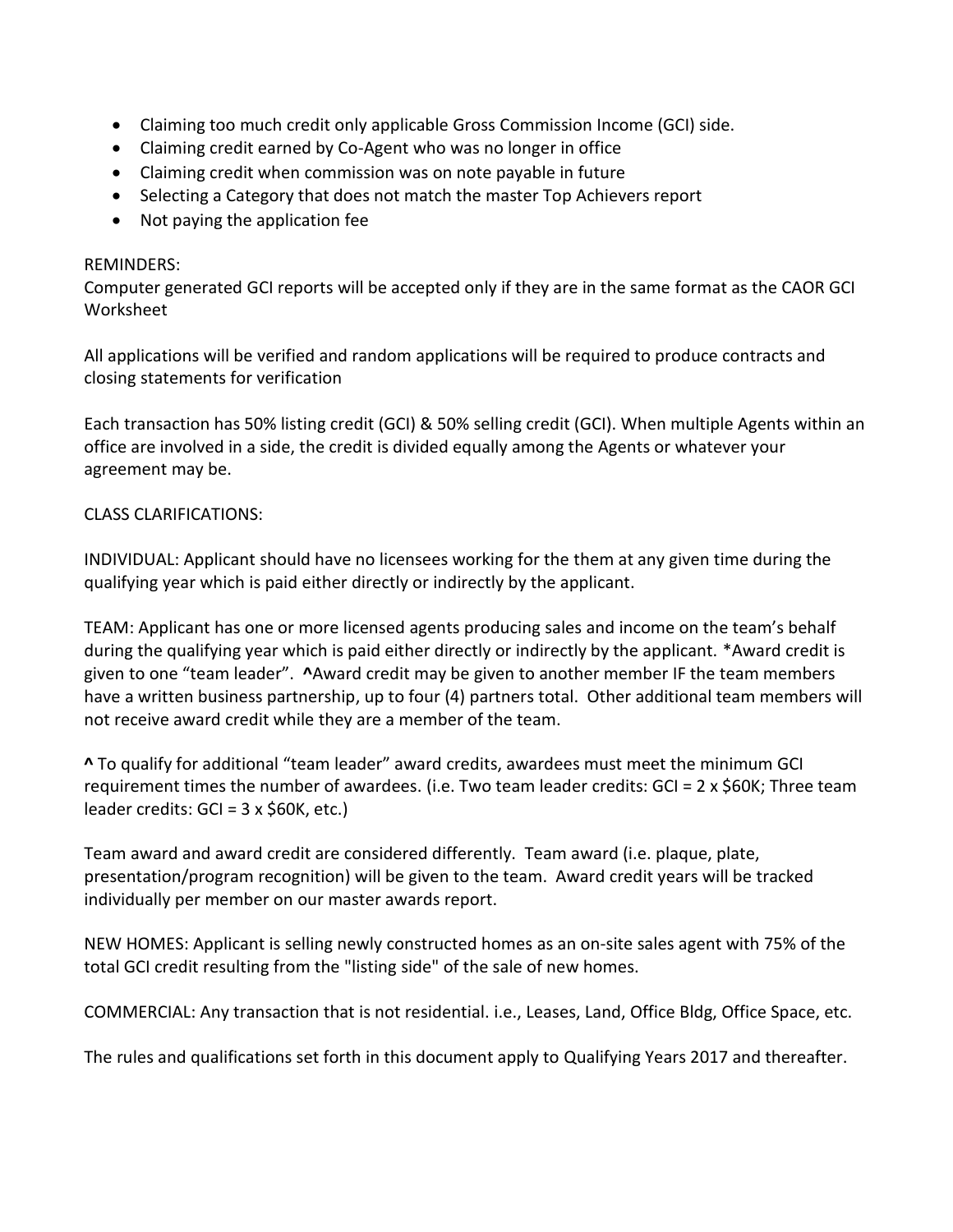- Claiming too much credit only applicable Gross Commission Income (GCI) side.
- Claiming credit earned by Co-Agent who was no longer in office
- Claiming credit when commission was on note payable in future
- Selecting a Category that does not match the master Top Achievers report
- Not paying the application fee

REMINDERS:
Computer generated GCI reports will be accepted only if they are in the same format as the CAOR GCI Worksheet

All applications will be verified and random applications will be required to produce contracts and closing statements for verification

Each transaction has 50% listing credit (GCI) & 50% selling credit (GCI). When multiple Agents within an office are involved in a side, the credit is divided equally among the Agents or whatever your agreement may be.

CLASS CLARIFICATIONS:

INDIVIDUAL: Applicant should have no licensees working for the them at any given time during the qualifying year which is paid either directly or indirectly by the applicant.

TEAM: Applicant has one or more licensed agents producing sales and income on the team's behalf during the qualifying year which is paid either directly or indirectly by the applicant. *Award credit is given to one "team leader". **^**Award credit may be given to another member IF the team members have a written business partnership, up to four (4) partners total. Other additional team members will not receive award credit while they are a member of the team.

**^** To qualify for additional "team leader" award credits, awardees must meet the minimum GCI requirement times the number of awardees. (i.e. Two team leader credits: GCI = 2 x $60K; Three team leader credits: GCI = 3 x $60K, etc.)

Team award and award credit are considered differently. Team award (i.e. plaque, plate, presentation/program recognition) will be given to the team. Award credit years will be tracked individually per member on our master awards report.

NEW HOMES: Applicant is selling newly constructed homes as an on-site sales agent with 75% of the total GCI credit resulting from the "listing side" of the sale of new homes.

COMMERCIAL: Any transaction that is not residential. i.e., Leases, Land, Office Bldg, Office Space, etc.

The rules and qualifications set forth in this document apply to Qualifying Years 2017 and thereafter.